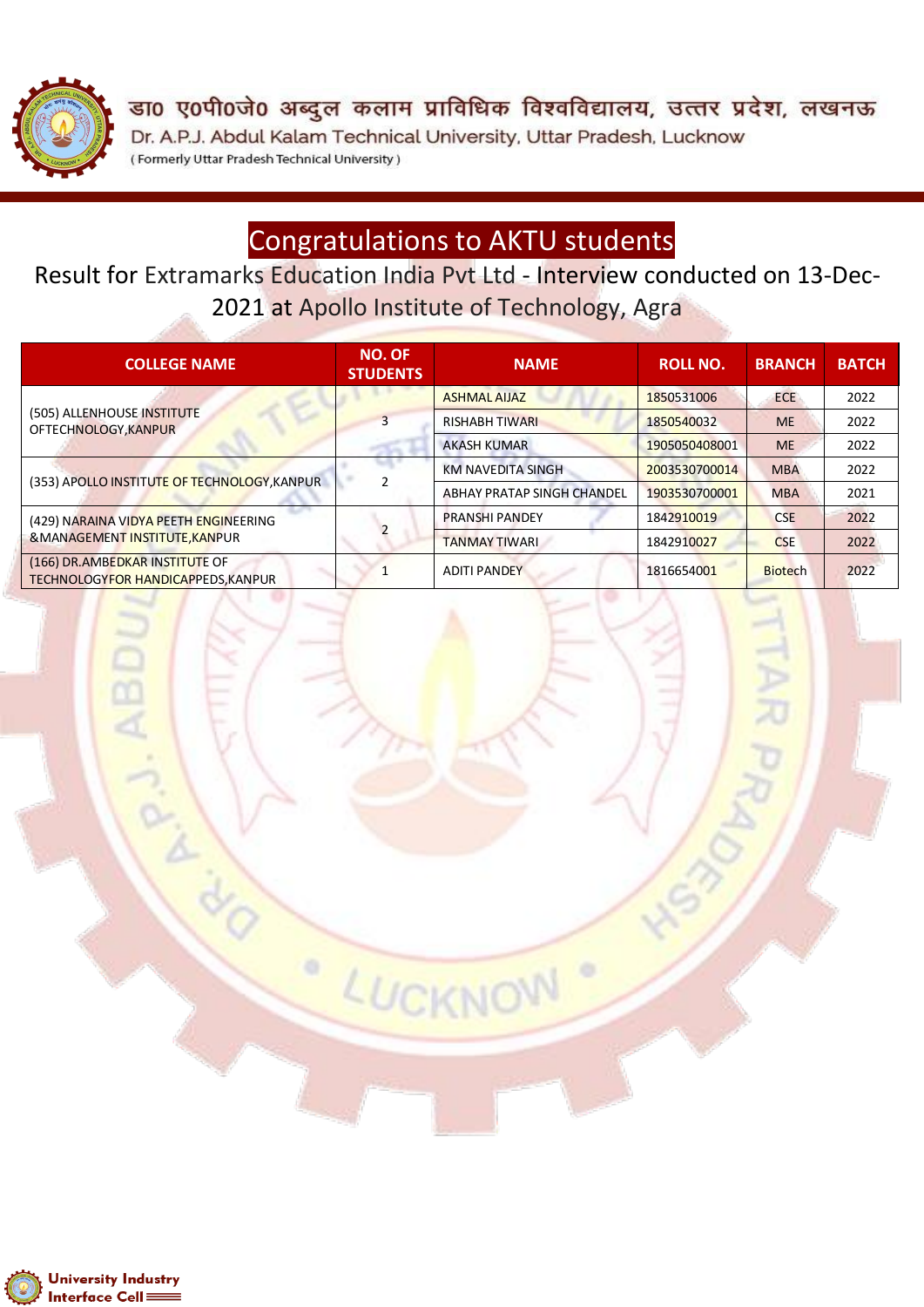डा0 ए0पी0जे0 अब्दुल कलाम प्राविधिक विश्वविद्यालय, उत्तर प्रदेश, लखनऊ

Dr. A.P.J. Abdul Kalam Technical University, Uttar Pradesh, Lucknow

( Formerly Uttar Pradesh Technical University )

# Congratulations to AKTU students

## Result for Extramarks Education India Pvt Ltd - Interview conducted on 13-Dec-2021 at Apollo Institute of Technology, Agra

| COLLEGE NAME | NO. OF STUDENTS | NAME | ROLL NO. | BRANCH | BATCH |
|---|---|---|---|---|---|
| (505) ALLENHOUSE INSTITUTE OFTECHNOLOGY,KANPUR | 3 | ASHMAL AIJAZ | 1850531006 | ECE | 2022 |
| | | RISHABH TIWARI | 1850540032 | ME | 2022 |
| | | AKASH KUMAR | 1905050408001 | ME | 2022 |
| (353) APOLLO INSTITUTE OF TECHNOLOGY,KANPUR | 2 | KM NAVEDITA SINGH | 2003530700014 | MBA | 2022 |
| | | ABHAY PRATAP SINGH CHANDEL | 1903530700001 | MBA | 2021 |
| (429) NARAINA VIDYA PEETH ENGINEERING &MANAGEMENT INSTITUTE,KANPUR | 2 | PRANSHI PANDEY | 1842910019 | CSE | 2022 |
| | | TANMAY TIWARI | 1842910027 | CSE | 2022 |
| (166) DR.AMBEDKAR INSTITUTE OF TECHNOLOGYFOR HANDICAPPEDS,KANPUR | 1 | ADITI PANDEY | 1816654001 | Biotech | 2022 |

University Industry Interface Cell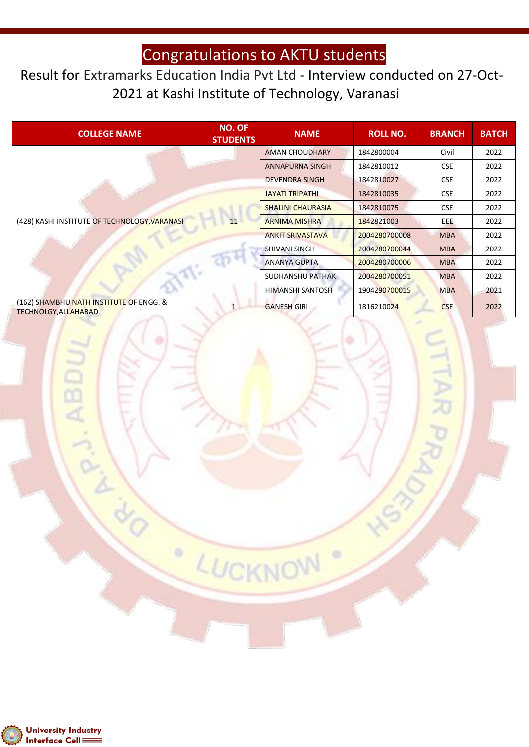# Congratulations to AKTU students

Result for Extramarks Education India Pvt Ltd - Interview conducted on 27-Oct-2021 at Kashi Institute of Technology, Varanasi

| COLLEGE NAME | NO. OF STUDENTS | NAME | ROLL NO. | BRANCH | BATCH |
|---|---|---|---|---|---|
| (428) KASHI INSTITUTE OF TECHNOLOGY,VARANASI | 11 | AMAN CHOUDHARY | 1842800004 | Civil | 2022 |
| | | ANNAPURNA SINGH | 1842810012 | CSE | 2022 |
| | | DEVENDRA SINGH | 1842810027 | CSE | 2022 |
| | | JAYATI TRIPATHI | 1842810035 | CSE | 2022 |
| | | SHALINI CHAURASIA | 1842810075 | CSE | 2022 |
| | | ARNIMA MISHRA | 1842821003 | EEE | 2022 |
| | | ANKIT SRIVASTAVA | 2004280700008 | MBA | 2022 |
| | | SHIVANI SINGH | 2004280700044 | MBA | 2022 |
| | | ANANYA GUPTA | 2004280700006 | MBA | 2022 |
| | | SUDHANSHU PATHAK | 2004280700051 | MBA | 2022 |
| | | HIMANSHI SANTOSH | 1904290700015 | MBA | 2021 |
| (162) SHAMBHU NATH INSTITUTE OF ENGG. & TECHNOLGY,ALLAHABAD | 1 | GANESH GIRI | 1816210024 | CSE | 2022 |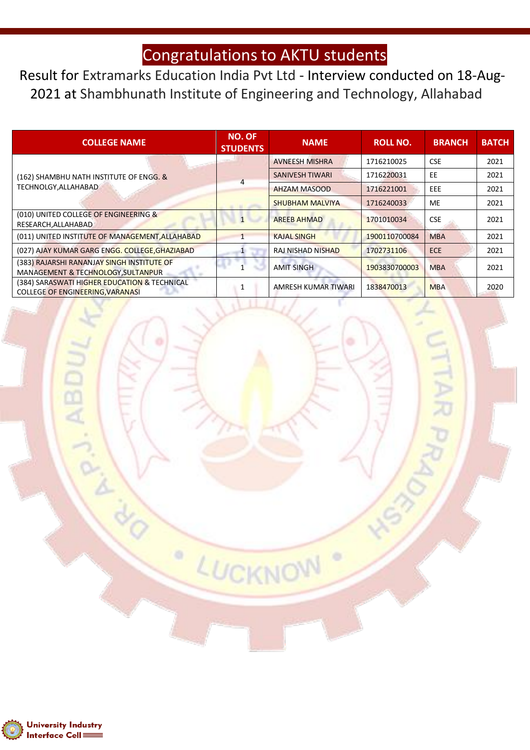# Congratulations to AKTU students

Result for Extramarks Education India Pvt Ltd - Interview conducted on 18-Aug-2021 at Shambhunath Institute of Engineering and Technology, Allahabad

| COLLEGE NAME | NO. OF STUDENTS | NAME | ROLL NO. | BRANCH | BATCH |
|---|---|---|---|---|---|
| (162) SHAMBHU NATH INSTITUTE OF ENGG. & TECHNOLOGY,ALLAHABAD | 4 | AVNEESH MISHRA | 1716210025 | CSE | 2021 |
| | | SANIVESH TIWARI | 1716220031 | EE | 2021 |
| | | AHZAM MASOOD | 1716221001 | EEE | 2021 |
| | | SHUBHAM MALVIYA | 1716240033 | ME | 2021 |
| (010) UNITED COLLEGE OF ENGINEERING & RESEARCH,ALLAHABAD | 1 | AREEB AHMAD | 1701010034 | CSE | 2021 |
| (011) UNITED INSTITUTE OF MANAGEMENT,ALLAHABAD | 1 | KAJAL SINGH | 1900110700084 | MBA | 2021 |
| (027) AJAY KUMAR GARG ENGG. COLLEGE,GHAZIABAD | 1 | RAJ NISHAD NISHAD | 1702731106 | ECE | 2021 |
| (383) RAJARSHI RANANJAY SINGH INSTITUTE OF MANAGEMENT & TECHNOLOGY,SULTANPUR | 1 | AMIT SINGH | 1903830700003 | MBA | 2021 |
| (384) SARASWATI HIGHER EDUCATION & TECHNICAL COLLEGE OF ENGINEERING,VARANASI | 1 | AMRESH KUMAR TIWARI | 1838470013 | MBA | 2020 |

University Industry Interface Cell